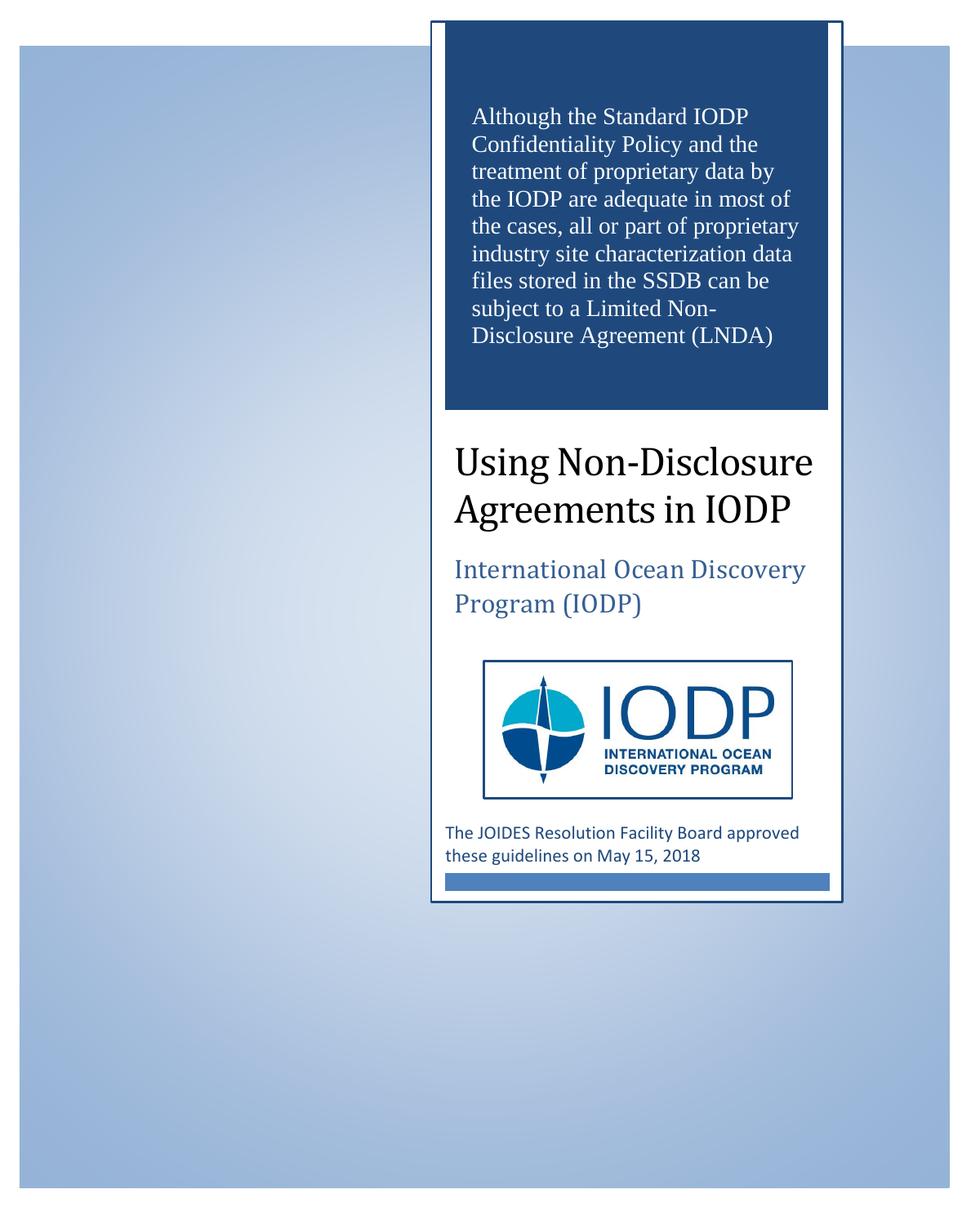Although the Standard IODP Confidentiality Policy and the treatment of proprietary data by the IODP are adequate in most of the cases, all or part of proprietary industry site characterization data files stored in the SSDB can be subject to a Limited Non-Disclosure Agreement (LNDA)

# Using Non-Disclosure Agreements in IODP

## International Ocean Discovery Program (IODP)

IODP INTERNATIONAL OCEAN DISCOVERY PROGRAM

The JOIDES Resolution Facility Board approved these guidelines on May 15, 2018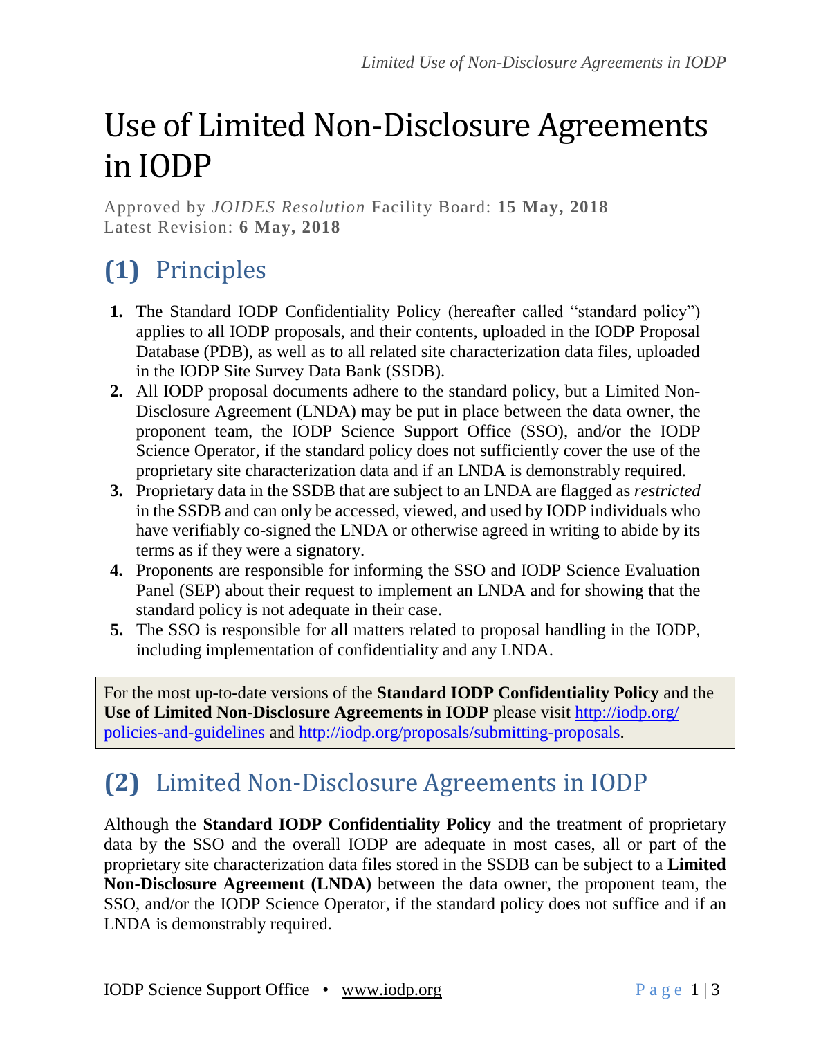# Use of Limited Non-Disclosure Agreements in IODP

Approved by *JOIDES Resolution* Facility Board: **15 May, 2018**
Latest Revision: **6 May, 2018**

## (1) Principles

1. The Standard IODP Confidentiality Policy (hereafter called "standard policy") applies to all IODP proposals, and their contents, uploaded in the IODP Proposal Database (PDB), as well as to all related site characterization data files, uploaded in the IODP Site Survey Data Bank (SSDB).
2. All IODP proposal documents adhere to the standard policy, but a Limited Non-Disclosure Agreement (LNDA) may be put in place between the data owner, the proponent team, the IODP Science Support Office (SSO), and/or the IODP Science Operator, if the standard policy does not sufficiently cover the use of the proprietary site characterization data and if an LNDA is demonstrably required.
3. Proprietary data in the SSDB that are subject to an LNDA are flagged as *restricted* in the SSDB and can only be accessed, viewed, and used by IODP individuals who have verifiably co-signed the LNDA or otherwise agreed in writing to abide by its terms as if they were a signatory.
4. Proponents are responsible for informing the SSO and IODP Science Evaluation Panel (SEP) about their request to implement an LNDA and for showing that the standard policy is not adequate in their case.
5. The SSO is responsible for all matters related to proposal handling in the IODP, including implementation of confidentiality and any LNDA.

> For the most up-to-date versions of the **Standard IODP Confidentiality Policy** and the **Use of Limited Non-Disclosure Agreements in IODP** please visit http://iodp.org/policies-and-guidelines and http://iodp.org/proposals/submitting-proposals.

## (2) Limited Non-Disclosure Agreements in IODP

Although the **Standard IODP Confidentiality Policy** and the treatment of proprietary data by the SSO and the overall IODP are adequate in most cases, all or part of the proprietary site characterization data files stored in the SSDB can be subject to a **Limited Non-Disclosure Agreement (LNDA)** between the data owner, the proponent team, the SSO, and/or the IODP Science Operator, if the standard policy does not suffice and if an LNDA is demonstrably required.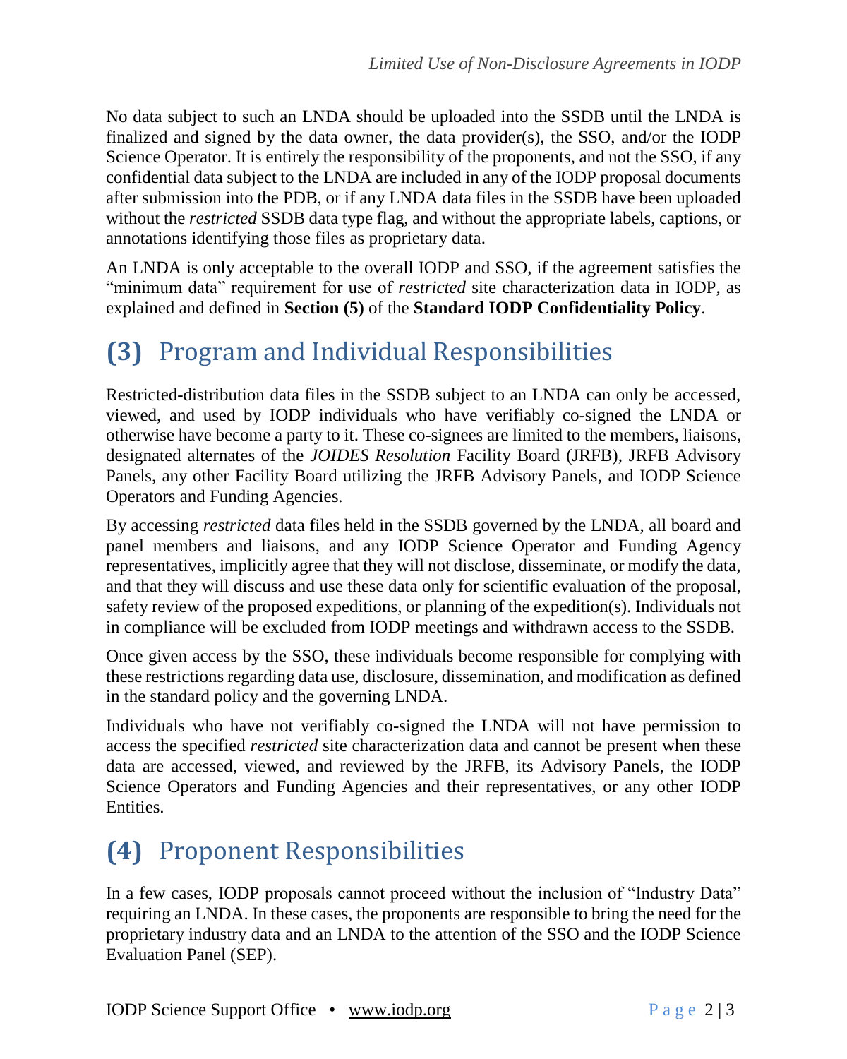No data subject to such an LNDA should be uploaded into the SSDB until the LNDA is finalized and signed by the data owner, the data provider(s), the SSO, and/or the IODP Science Operator. It is entirely the responsibility of the proponents, and not the SSO, if any confidential data subject to the LNDA are included in any of the IODP proposal documents after submission into the PDB, or if any LNDA data files in the SSDB have been uploaded without the *restricted* SSDB data type flag, and without the appropriate labels, captions, or annotations identifying those files as proprietary data.

An LNDA is only acceptable to the overall IODP and SSO, if the agreement satisfies the "minimum data" requirement for use of *restricted* site characterization data in IODP, as explained and defined in **Section (5)** of the **Standard IODP Confidentiality Policy**.

## (3) Program and Individual Responsibilities

Restricted-distribution data files in the SSDB subject to an LNDA can only be accessed, viewed, and used by IODP individuals who have verifiably co-signed the LNDA or otherwise have become a party to it. These co-signees are limited to the members, liaisons, designated alternates of the *JOIDES Resolution* Facility Board (JRFB), JRFB Advisory Panels, any other Facility Board utilizing the JRFB Advisory Panels, and IODP Science Operators and Funding Agencies.

By accessing *restricted* data files held in the SSDB governed by the LNDA, all board and panel members and liaisons, and any IODP Science Operator and Funding Agency representatives, implicitly agree that they will not disclose, disseminate, or modify the data, and that they will discuss and use these data only for scientific evaluation of the proposal, safety review of the proposed expeditions, or planning of the expedition(s). Individuals not in compliance will be excluded from IODP meetings and withdrawn access to the SSDB.

Once given access by the SSO, these individuals become responsible for complying with these restrictions regarding data use, disclosure, dissemination, and modification as defined in the standard policy and the governing LNDA.

Individuals who have not verifiably co-signed the LNDA will not have permission to access the specified *restricted* site characterization data and cannot be present when these data are accessed, viewed, and reviewed by the JRFB, its Advisory Panels, the IODP Science Operators and Funding Agencies and their representatives, or any other IODP Entities.

## (4) Proponent Responsibilities

In a few cases, IODP proposals cannot proceed without the inclusion of "Industry Data" requiring an LNDA. In these cases, the proponents are responsible to bring the need for the proprietary industry data and an LNDA to the attention of the SSO and the IODP Science Evaluation Panel (SEP).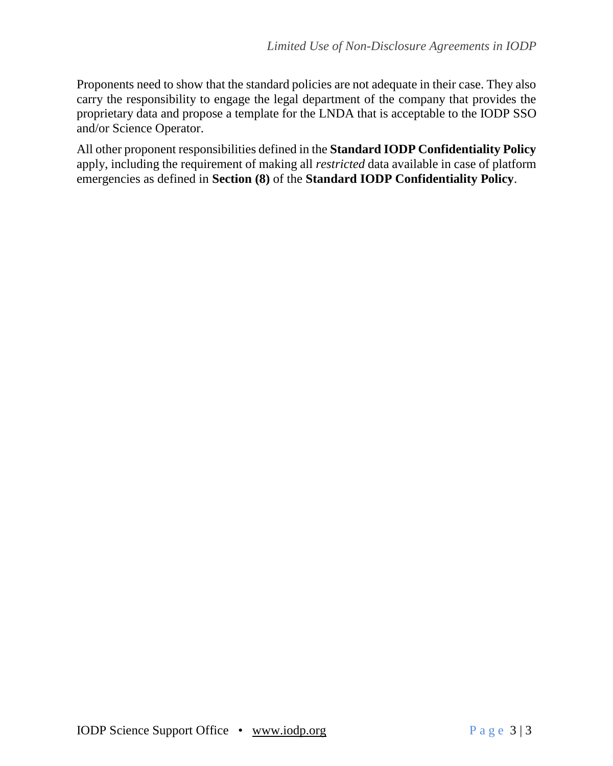Proponents need to show that the standard policies are not adequate in their case. They also carry the responsibility to engage the legal department of the company that provides the proprietary data and propose a template for the LNDA that is acceptable to the IODP SSO and/or Science Operator.

All other proponent responsibilities defined in the **Standard IODP Confidentiality Policy** apply, including the requirement of making all *restricted* data available in case of platform emergencies as defined in **Section (8)** of the **Standard IODP Confidentiality Policy**.